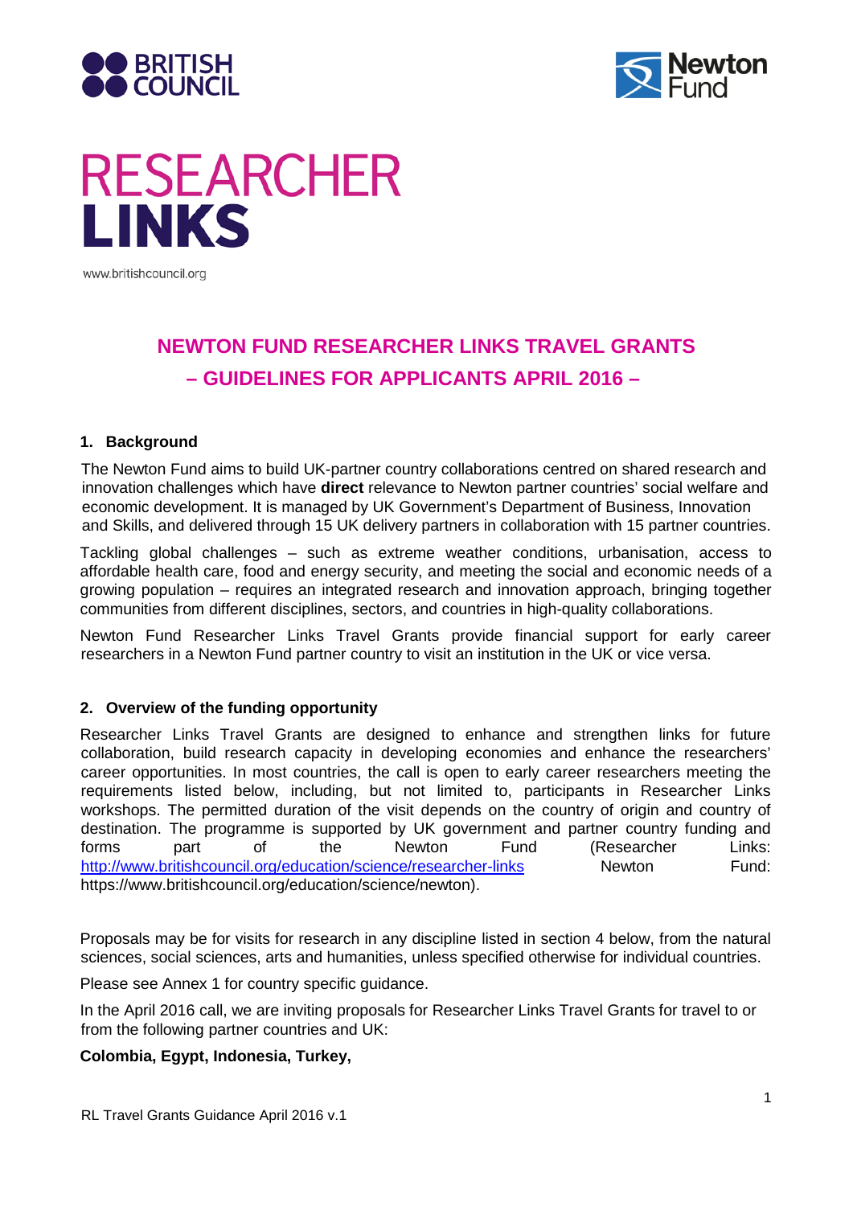BRITISH COUNCIL

Newton Fund

# RESEARCHER LINKS

www.britishcouncil.org

## NEWTON FUND RESEARCHER LINKS TRAVEL GRANTS – GUIDELINES FOR APPLICANTS APRIL 2016 –

### 1. Background

The Newton Fund aims to build UK-partner country collaborations centred on shared research and innovation challenges which have **direct** relevance to Newton partner countries' social welfare and economic development. It is managed by UK Government's Department of Business, Innovation and Skills, and delivered through 15 UK delivery partners in collaboration with 15 partner countries.

Tackling global challenges – such as extreme weather conditions, urbanisation, access to affordable health care, food and energy security, and meeting the social and economic needs of a growing population – requires an integrated research and innovation approach, bringing together communities from different disciplines, sectors, and countries in high-quality collaborations.

Newton Fund Researcher Links Travel Grants provide financial support for early career researchers in a Newton Fund partner country to visit an institution in the UK or vice versa.

### 2. Overview of the funding opportunity

Researcher Links Travel Grants are designed to enhance and strengthen links for future collaboration, build research capacity in developing economies and enhance the researchers' career opportunities. In most countries, the call is open to early career researchers meeting the requirements listed below, including, but not limited to, participants in Researcher Links workshops. The permitted duration of the visit depends on the country of origin and country of destination. The programme is supported by UK government and partner country funding and forms part of the Newton Fund (Researcher Links: http://www.britishcouncil.org/education/science/researcher-links Newton Fund: https://www.britishcouncil.org/education/science/newton).

Proposals may be for visits for research in any discipline listed in section 4 below, from the natural sciences, social sciences, arts and humanities, unless specified otherwise for individual countries.

Please see Annex 1 for country specific guidance.

In the April 2016 call, we are inviting proposals for Researcher Links Travel Grants for travel to or from the following partner countries and UK:

**Colombia, Egypt, Indonesia, Turkey,**

RL Travel Grants Guidance April 2016 v.1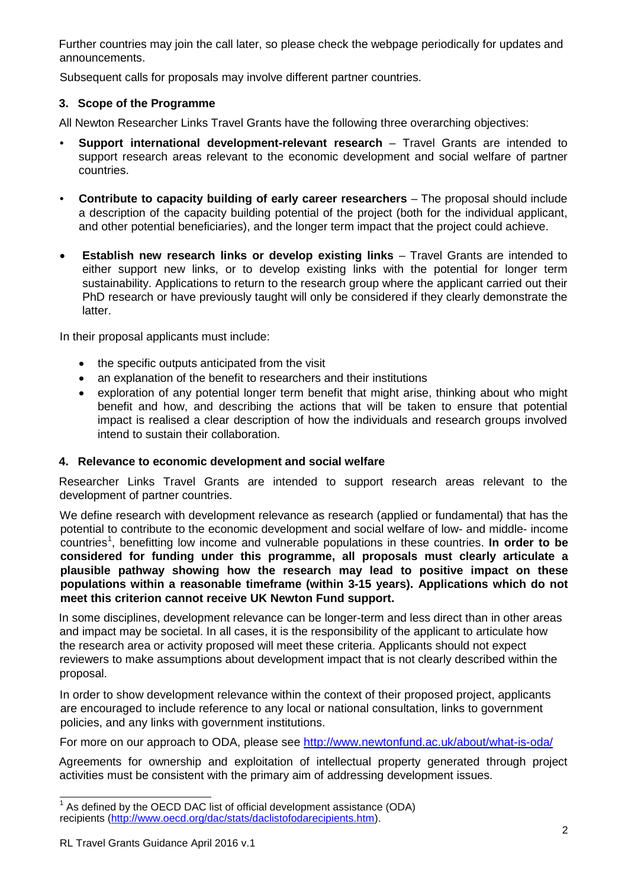Further countries may join the call later, so please check the webpage periodically for updates and announcements.

Subsequent calls for proposals may involve different partner countries.

## 3. Scope of the Programme

All Newton Researcher Links Travel Grants have the following three overarching objectives:

- **Support international development-relevant research** – Travel Grants are intended to support research areas relevant to the economic development and social welfare of partner countries.
- **Contribute to capacity building of early career researchers** – The proposal should include a description of the capacity building potential of the project (both for the individual applicant, and other potential beneficiaries), and the longer term impact that the project could achieve.
- **Establish new research links or develop existing links** – Travel Grants are intended to either support new links, or to develop existing links with the potential for longer term sustainability. Applications to return to the research group where the applicant carried out their PhD research or have previously taught will only be considered if they clearly demonstrate the latter.

In their proposal applicants must include:

- the specific outputs anticipated from the visit
- an explanation of the benefit to researchers and their institutions
- exploration of any potential longer term benefit that might arise, thinking about who might benefit and how, and describing the actions that will be taken to ensure that potential impact is realised a clear description of how the individuals and research groups involved intend to sustain their collaboration.

## 4. Relevance to economic development and social welfare

Researcher Links Travel Grants are intended to support research areas relevant to the development of partner countries.

We define research with development relevance as research (applied or fundamental) that has the potential to contribute to the economic development and social welfare of low- and middle- income countries[1], benefitting low income and vulnerable populations in these countries. **In order to be considered for funding under this programme, all proposals must clearly articulate a plausible pathway showing how the research may lead to positive impact on these populations within a reasonable timeframe (within 3-15 years). Applications which do not meet this criterion cannot receive UK Newton Fund support.**

In some disciplines, development relevance can be longer-term and less direct than in other areas and impact may be societal. In all cases, it is the responsibility of the applicant to articulate how the research area or activity proposed will meet these criteria. Applicants should not expect reviewers to make assumptions about development impact that is not clearly described within the proposal.

In order to show development relevance within the context of their proposed project, applicants are encouraged to include reference to any local or national consultation, links to government policies, and any links with government institutions.

For more on our approach to ODA, please see http://www.newtonfund.ac.uk/about/what-is-oda/

Agreements for ownership and exploitation of intellectual property generated through project activities must be consistent with the primary aim of addressing development issues.

[1] As defined by the OECD DAC list of official development assistance (ODA) recipients (http://www.oecd.org/dac/stats/daclistofodarecipients.htm).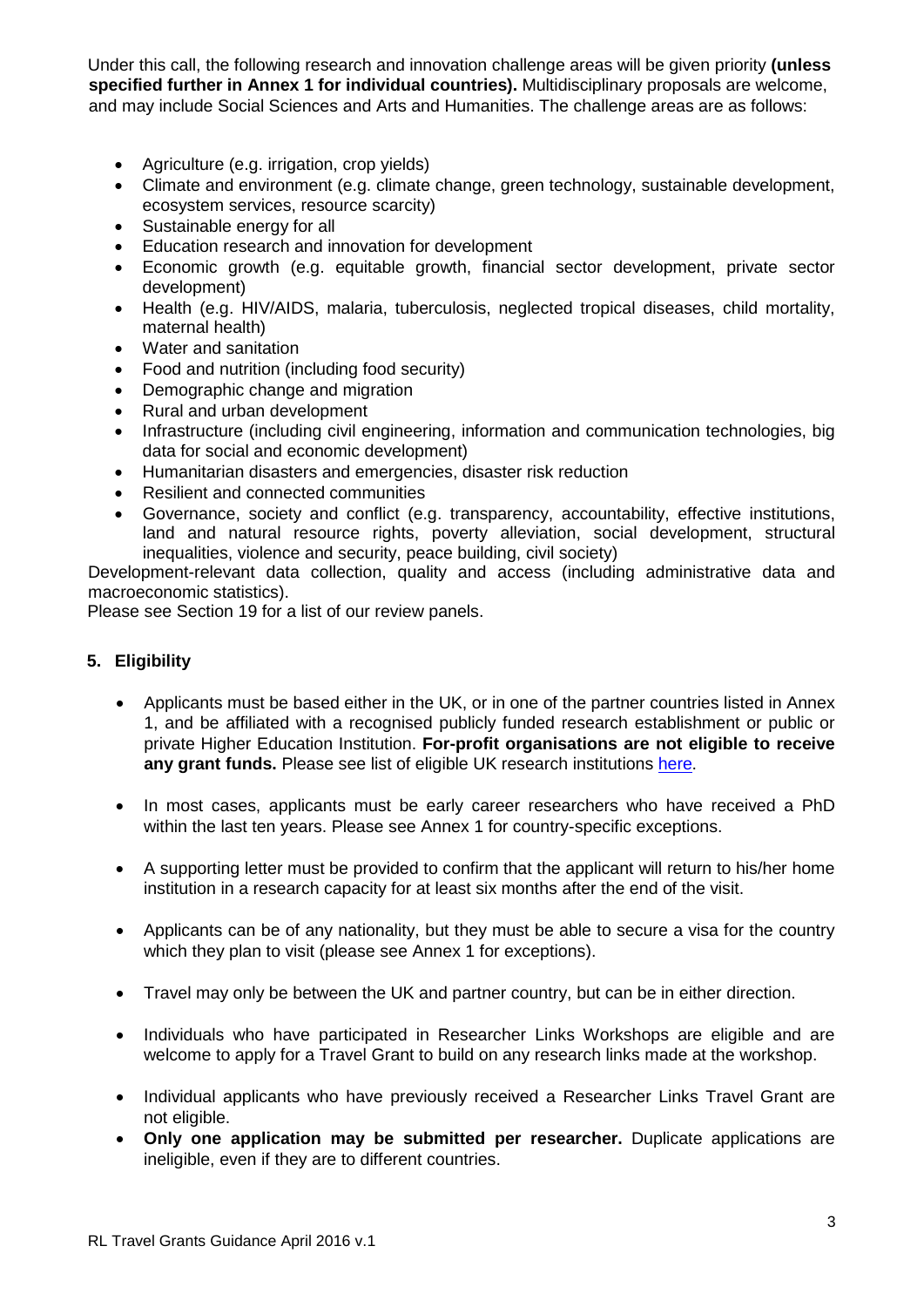Under this call, the following research and innovation challenge areas will be given priority **(unless specified further in Annex 1 for individual countries).** Multidisciplinary proposals are welcome, and may include Social Sciences and Arts and Humanities. The challenge areas are as follows:

- Agriculture (e.g. irrigation, crop yields)
- Climate and environment (e.g. climate change, green technology, sustainable development, ecosystem services, resource scarcity)
- Sustainable energy for all
- Education research and innovation for development
- Economic growth (e.g. equitable growth, financial sector development, private sector development)
- Health (e.g. HIV/AIDS, malaria, tuberculosis, neglected tropical diseases, child mortality, maternal health)
- Water and sanitation
- Food and nutrition (including food security)
- Demographic change and migration
- Rural and urban development
- Infrastructure (including civil engineering, information and communication technologies, big data for social and economic development)
- Humanitarian disasters and emergencies, disaster risk reduction
- Resilient and connected communities
- Governance, society and conflict (e.g. transparency, accountability, effective institutions, land and natural resource rights, poverty alleviation, social development, structural inequalities, violence and security, peace building, civil society)

Development-relevant data collection, quality and access (including administrative data and macroeconomic statistics).

Please see Section 19 for a list of our review panels.

## 5. Eligibility

- Applicants must be based either in the UK, or in one of the partner countries listed in Annex 1, and be affiliated with a recognised publicly funded research establishment or public or private Higher Education Institution. **For-profit organisations are not eligible to receive any grant funds.** Please see list of eligible UK research institutions here.
- In most cases, applicants must be early career researchers who have received a PhD within the last ten years. Please see Annex 1 for country-specific exceptions.
- A supporting letter must be provided to confirm that the applicant will return to his/her home institution in a research capacity for at least six months after the end of the visit.
- Applicants can be of any nationality, but they must be able to secure a visa for the country which they plan to visit (please see Annex 1 for exceptions).
- Travel may only be between the UK and partner country, but can be in either direction.
- Individuals who have participated in Researcher Links Workshops are eligible and are welcome to apply for a Travel Grant to build on any research links made at the workshop.
- Individual applicants who have previously received a Researcher Links Travel Grant are not eligible.
- **Only one application may be submitted per researcher.** Duplicate applications are ineligible, even if they are to different countries.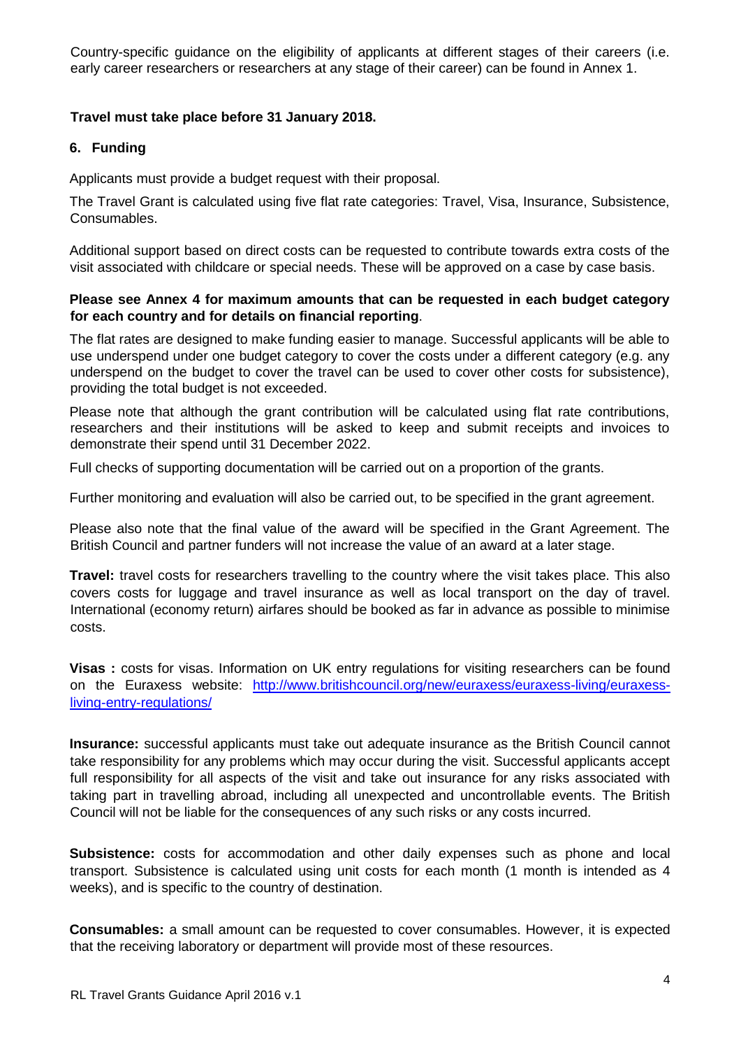Country-specific guidance on the eligibility of applicants at different stages of their careers (i.e. early career researchers or researchers at any stage of their career) can be found in Annex 1.

**Travel must take place before 31 January 2018.**

## 6. Funding

Applicants must provide a budget request with their proposal.

The Travel Grant is calculated using five flat rate categories: Travel, Visa, Insurance, Subsistence, Consumables.

Additional support based on direct costs can be requested to contribute towards extra costs of the visit associated with childcare or special needs. These will be approved on a case by case basis.

**Please see Annex 4 for maximum amounts that can be requested in each budget category for each country and for details on financial reporting**.

The flat rates are designed to make funding easier to manage. Successful applicants will be able to use underspend under one budget category to cover the costs under a different category (e.g. any underspend on the budget to cover the travel can be used to cover other costs for subsistence), providing the total budget is not exceeded.

Please note that although the grant contribution will be calculated using flat rate contributions, researchers and their institutions will be asked to keep and submit receipts and invoices to demonstrate their spend until 31 December 2022.

Full checks of supporting documentation will be carried out on a proportion of the grants.

Further monitoring and evaluation will also be carried out, to be specified in the grant agreement.

Please also note that the final value of the award will be specified in the Grant Agreement. The British Council and partner funders will not increase the value of an award at a later stage.

**Travel:** travel costs for researchers travelling to the country where the visit takes place. This also covers costs for luggage and travel insurance as well as local transport on the day of travel. International (economy return) airfares should be booked as far in advance as possible to minimise costs.

**Visas :** costs for visas. Information on UK entry regulations for visiting researchers can be found on the Euraxess website: [http://www.britishcouncil.org/new/euraxess/euraxess-living/euraxess-living-entry-regulations/](http://www.britishcouncil.org/new/euraxess/euraxess-living/euraxess-living-entry-regulations/)

**Insurance:** successful applicants must take out adequate insurance as the British Council cannot take responsibility for any problems which may occur during the visit. Successful applicants accept full responsibility for all aspects of the visit and take out insurance for any risks associated with taking part in travelling abroad, including all unexpected and uncontrollable events. The British Council will not be liable for the consequences of any such risks or any costs incurred.

**Subsistence:** costs for accommodation and other daily expenses such as phone and local transport. Subsistence is calculated using unit costs for each month (1 month is intended as 4 weeks), and is specific to the country of destination.

**Consumables:** a small amount can be requested to cover consumables. However, it is expected that the receiving laboratory or department will provide most of these resources.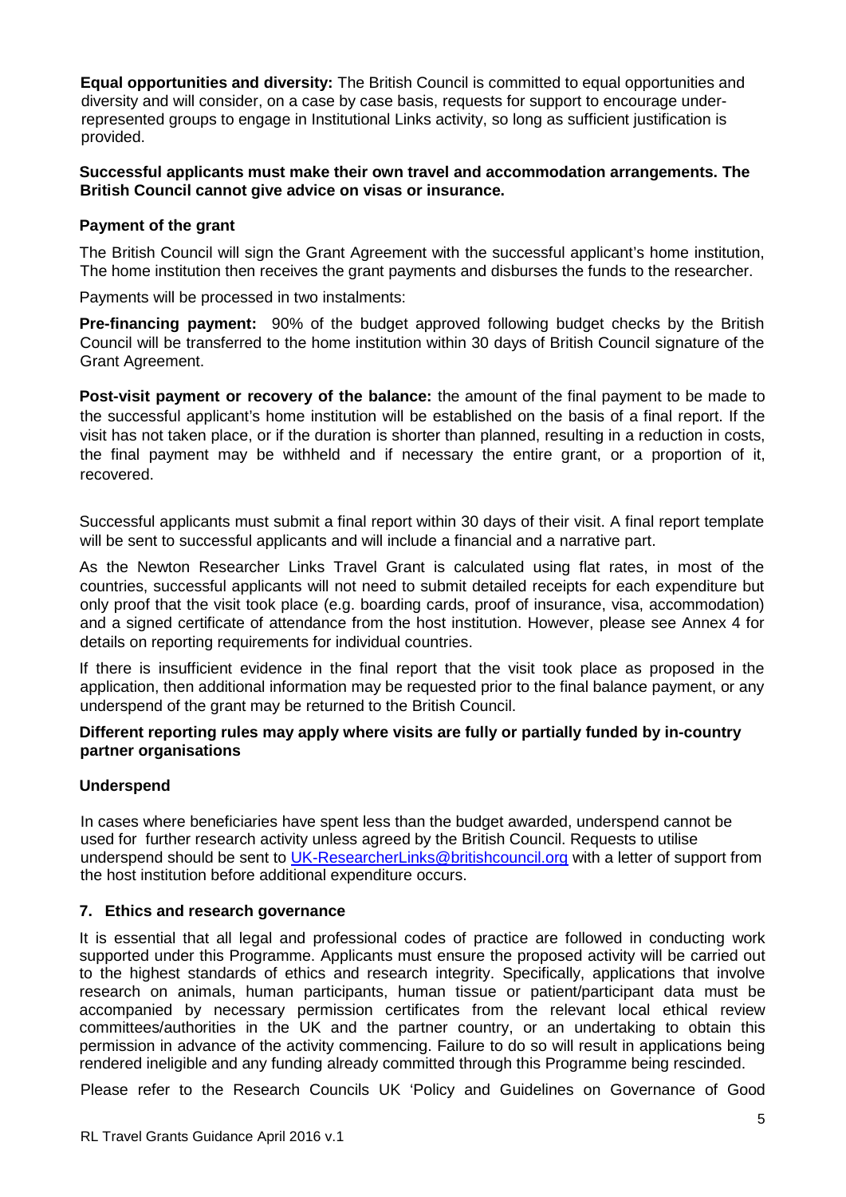**Equal opportunities and diversity:** The British Council is committed to equal opportunities and diversity and will consider, on a case by case basis, requests for support to encourage under-represented groups to engage in Institutional Links activity, so long as sufficient justification is provided.

**Successful applicants must make their own travel and accommodation arrangements. The British Council cannot give advice on visas or insurance.**

**Payment of the grant**

The British Council will sign the Grant Agreement with the successful applicant's home institution, The home institution then receives the grant payments and disburses the funds to the researcher.

Payments will be processed in two instalments:

**Pre-financing payment:** 90% of the budget approved following budget checks by the British Council will be transferred to the home institution within 30 days of British Council signature of the Grant Agreement.

**Post-visit payment or recovery of the balance:** the amount of the final payment to be made to the successful applicant's home institution will be established on the basis of a final report. If the visit has not taken place, or if the duration is shorter than planned, resulting in a reduction in costs, the final payment may be withheld and if necessary the entire grant, or a proportion of it, recovered.

Successful applicants must submit a final report within 30 days of their visit. A final report template will be sent to successful applicants and will include a financial and a narrative part.

As the Newton Researcher Links Travel Grant is calculated using flat rates, in most of the countries, successful applicants will not need to submit detailed receipts for each expenditure but only proof that the visit took place (e.g. boarding cards, proof of insurance, visa, accommodation) and a signed certificate of attendance from the host institution. However, please see Annex 4 for details on reporting requirements for individual countries.

If there is insufficient evidence in the final report that the visit took place as proposed in the application, then additional information may be requested prior to the final balance payment, or any underspend of the grant may be returned to the British Council.

**Different reporting rules may apply where visits are fully or partially funded by in-country partner organisations**

**Underspend**

In cases where beneficiaries have spent less than the budget awarded, underspend cannot be used for further research activity unless agreed by the British Council. Requests to utilise underspend should be sent to UK-ResearcherLinks@britishcouncil.org with a letter of support from the host institution before additional expenditure occurs.

## 7. Ethics and research governance

It is essential that all legal and professional codes of practice are followed in conducting work supported under this Programme. Applicants must ensure the proposed activity will be carried out to the highest standards of ethics and research integrity. Specifically, applications that involve research on animals, human participants, human tissue or patient/participant data must be accompanied by necessary permission certificates from the relevant local ethical review committees/authorities in the UK and the partner country, or an undertaking to obtain this permission in advance of the activity commencing. Failure to do so will result in applications being rendered ineligible and any funding already committed through this Programme being rescinded.

Please refer to the Research Councils UK 'Policy and Guidelines on Governance of Good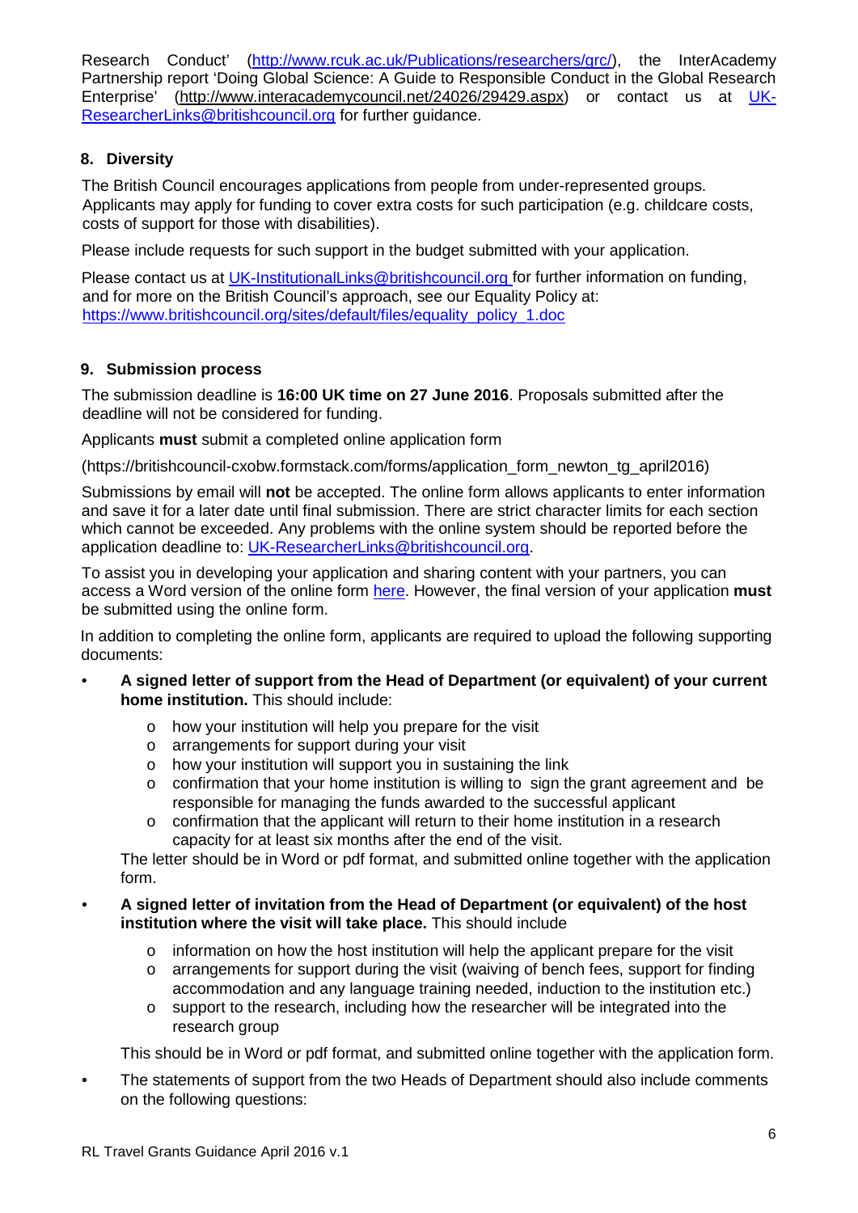Research Conduct' (http://www.rcuk.ac.uk/Publications/researchers/grc/), the InterAcademy Partnership report 'Doing Global Science: A Guide to Responsible Conduct in the Global Research Enterprise' (http://www.interacademycouncil.net/24026/29429.aspx) or contact us at UK-ResearcherLinks@britishcouncil.org for further guidance.

## 8. Diversity

The British Council encourages applications from people from under-represented groups. Applicants may apply for funding to cover extra costs for such participation (e.g. childcare costs, costs of support for those with disabilities).

Please include requests for such support in the budget submitted with your application.

Please contact us at UK-InstitutionalLinks@britishcouncil.org for further information on funding, and for more on the British Council's approach, see our Equality Policy at: https://www.britishcouncil.org/sites/default/files/equality_policy_1.doc

## 9. Submission process

The submission deadline is **16:00 UK time on 27 June 2016**. Proposals submitted after the deadline will not be considered for funding.

Applicants **must** submit a completed online application form

(https://britishcouncil-cxobw.formstack.com/forms/application_form_newton_tg_april2016)

Submissions by email will **not** be accepted. The online form allows applicants to enter information and save it for a later date until final submission. There are strict character limits for each section which cannot be exceeded. Any problems with the online system should be reported before the application deadline to: UK-ResearcherLinks@britishcouncil.org.

To assist you in developing your application and sharing content with your partners, you can access a Word version of the online form here. However, the final version of your application **must** be submitted using the online form.

In addition to completing the online form, applicants are required to upload the following supporting documents:

- **A signed letter of support from the Head of Department (or equivalent) of your current home institution.** This should include:
  - how your institution will help you prepare for the visit
  - arrangements for support during your visit
  - how your institution will support you in sustaining the link
  - confirmation that your home institution is willing to sign the grant agreement and be responsible for managing the funds awarded to the successful applicant
  - confirmation that the applicant will return to their home institution in a research capacity for at least six months after the end of the visit.

  The letter should be in Word or pdf format, and submitted online together with the application form.

- **A signed letter of invitation from the Head of Department (or equivalent) of the host institution where the visit will take place.** This should include
  - information on how the host institution will help the applicant prepare for the visit
  - arrangements for support during the visit (waiving of bench fees, support for finding accommodation and any language training needed, induction to the institution etc.)
  - support to the research, including how the researcher will be integrated into the research group

  This should be in Word or pdf format, and submitted online together with the application form.

- The statements of support from the two Heads of Department should also include comments on the following questions: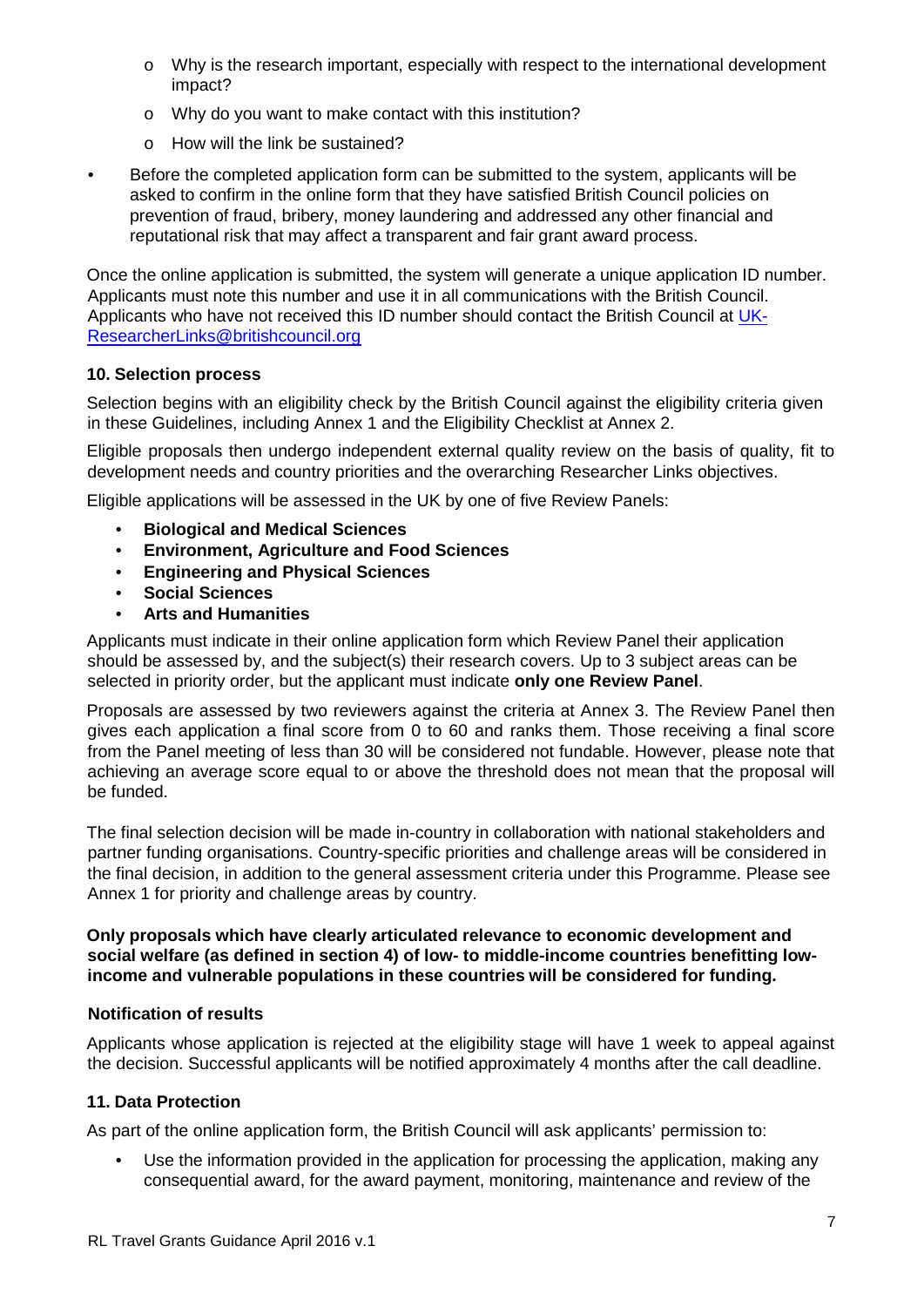- Why is the research important, especially with respect to the international development impact?
  - Why do you want to make contact with this institution?
  - How will the link be sustained?

- Before the completed application form can be submitted to the system, applicants will be asked to confirm in the online form that they have satisfied British Council policies on prevention of fraud, bribery, money laundering and addressed any other financial and reputational risk that may affect a transparent and fair grant award process.

Once the online application is submitted, the system will generate a unique application ID number. Applicants must note this number and use it in all communications with the British Council. Applicants who have not received this ID number should contact the British Council at UK-ResearcherLinks@britishcouncil.org

### 10. Selection process

Selection begins with an eligibility check by the British Council against the eligibility criteria given in these Guidelines, including Annex 1 and the Eligibility Checklist at Annex 2.

Eligible proposals then undergo independent external quality review on the basis of quality, fit to development needs and country priorities and the overarching Researcher Links objectives.

Eligible applications will be assessed in the UK by one of five Review Panels:

- **Biological and Medical Sciences**
- **Environment, Agriculture and Food Sciences**
- **Engineering and Physical Sciences**
- **Social Sciences**
- **Arts and Humanities**

Applicants must indicate in their online application form which Review Panel their application should be assessed by, and the subject(s) their research covers. Up to 3 subject areas can be selected in priority order, but the applicant must indicate **only one Review Panel**.

Proposals are assessed by two reviewers against the criteria at Annex 3. The Review Panel then gives each application a final score from 0 to 60 and ranks them. Those receiving a final score from the Panel meeting of less than 30 will be considered not fundable. However, please note that achieving an average score equal to or above the threshold does not mean that the proposal will be funded.

The final selection decision will be made in-country in collaboration with national stakeholders and partner funding organisations. Country-specific priorities and challenge areas will be considered in the final decision, in addition to the general assessment criteria under this Programme. Please see Annex 1 for priority and challenge areas by country.

**Only proposals which have clearly articulated relevance to economic development and social welfare (as defined in section 4) of low- to middle-income countries benefitting low-income and vulnerable populations in these countries will be considered for funding.**

#### Notification of results

Applicants whose application is rejected at the eligibility stage will have 1 week to appeal against the decision. Successful applicants will be notified approximately 4 months after the call deadline.

### 11. Data Protection

As part of the online application form, the British Council will ask applicants' permission to:

- Use the information provided in the application for processing the application, making any consequential award, for the award payment, monitoring, maintenance and review of the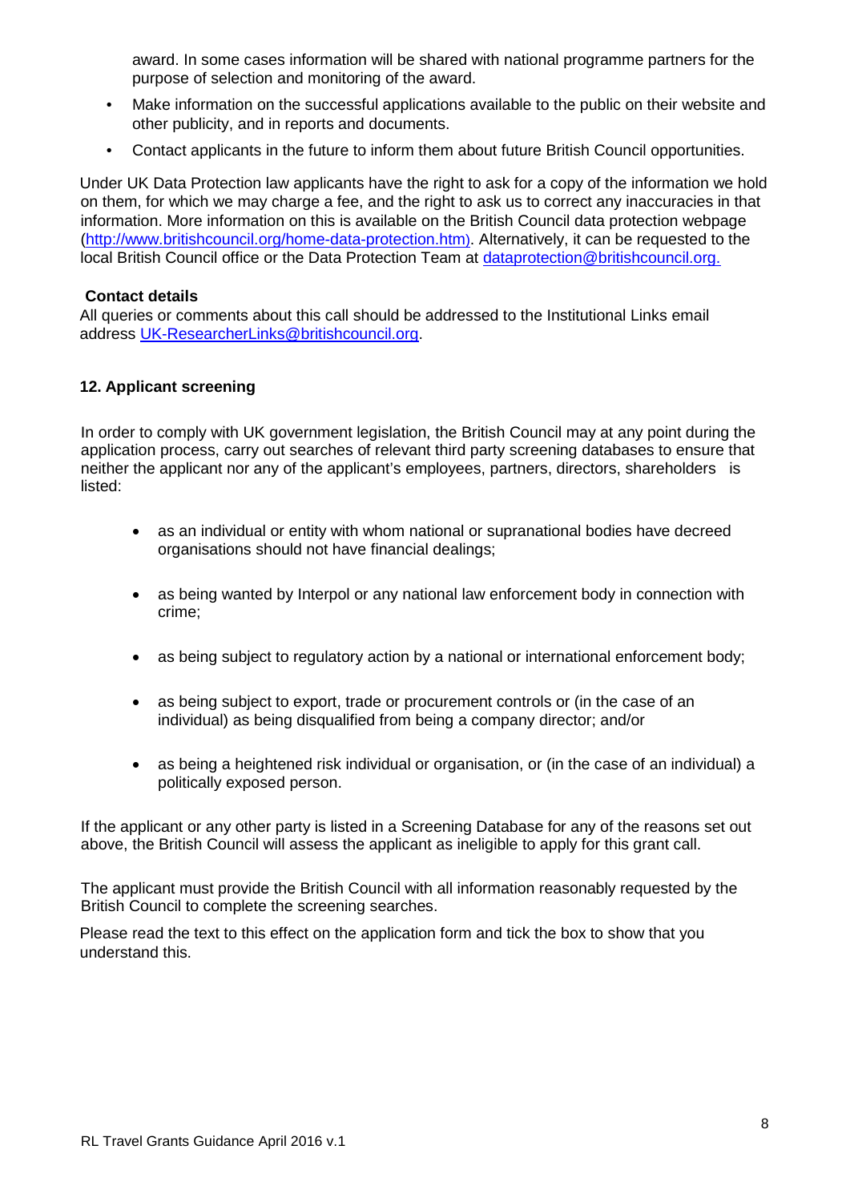award. In some cases information will be shared with national programme partners for the purpose of selection and monitoring of the award.

- Make information on the successful applications available to the public on their website and other publicity, and in reports and documents.
- Contact applicants in the future to inform them about future British Council opportunities.

Under UK Data Protection law applicants have the right to ask for a copy of the information we hold on them, for which we may charge a fee, and the right to ask us to correct any inaccuracies in that information. More information on this is available on the British Council data protection webpage (http://www.britishcouncil.org/home-data-protection.htm). Alternatively, it can be requested to the local British Council office or the Data Protection Team at dataprotection@britishcouncil.org.

**Contact details**

All queries or comments about this call should be addressed to the Institutional Links email address UK-ResearcherLinks@britishcouncil.org.

### 12. Applicant screening

In order to comply with UK government legislation, the British Council may at any point during the application process, carry out searches of relevant third party screening databases to ensure that neither the applicant nor any of the applicant's employees, partners, directors, shareholders is listed:

- as an individual or entity with whom national or supranational bodies have decreed organisations should not have financial dealings;
- as being wanted by Interpol or any national law enforcement body in connection with crime;
- as being subject to regulatory action by a national or international enforcement body;
- as being subject to export, trade or procurement controls or (in the case of an individual) as being disqualified from being a company director; and/or
- as being a heightened risk individual or organisation, or (in the case of an individual) a politically exposed person.

If the applicant or any other party is listed in a Screening Database for any of the reasons set out above, the British Council will assess the applicant as ineligible to apply for this grant call.

The applicant must provide the British Council with all information reasonably requested by the British Council to complete the screening searches.

Please read the text to this effect on the application form and tick the box to show that you understand this.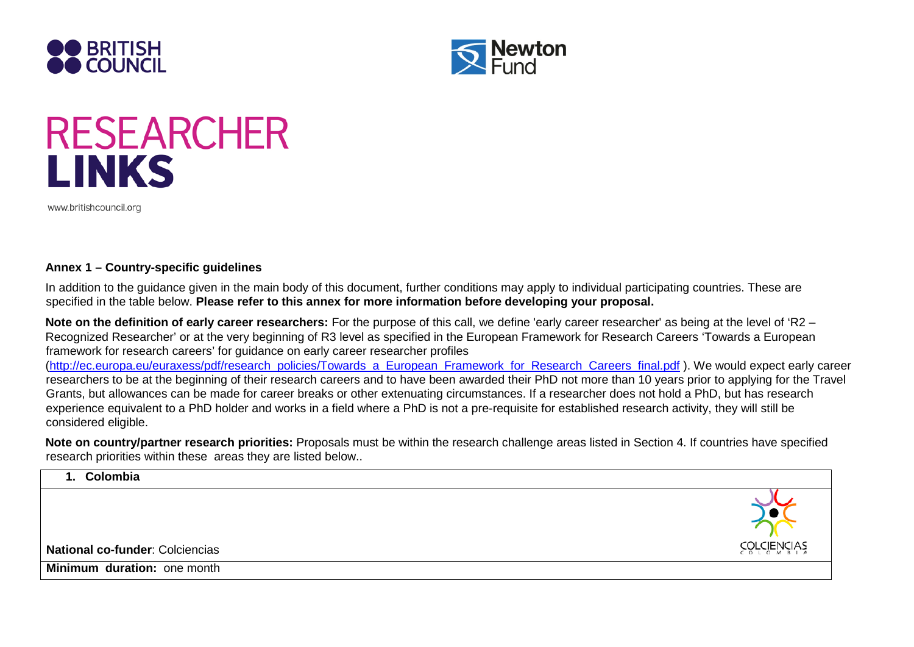BRITISH COUNCIL

Newton Fund

# RESEARCHER LINKS

www.britishcouncil.org

**Annex 1 – Country-specific guidelines**

In addition to the guidance given in the main body of this document, further conditions may apply to individual participating countries. These are specified in the table below. **Please refer to this annex for more information before developing your proposal.**

**Note on the definition of early career researchers:** For the purpose of this call, we define 'early career researcher' as being at the level of 'R2 – Recognized Researcher' or at the very beginning of R3 level as specified in the European Framework for Research Careers 'Towards a European framework for research careers' for guidance on early career researcher profiles (http://ec.europa.eu/euraxess/pdf/research_policies/Towards_a_European_Framework_for_Research_Careers_final.pdf ). We would expect early career researchers to be at the beginning of their research careers and to have been awarded their PhD not more than 10 years prior to applying for the Travel Grants, but allowances can be made for career breaks or other extenuating circumstances. If a researcher does not hold a PhD, but has research experience equivalent to a PhD holder and works in a field where a PhD is not a pre-requisite for established research activity, they will still be considered eligible.

**Note on country/partner research priorities:** Proposals must be within the research challenge areas listed in Section 4. If countries have specified research priorities within these areas they are listed below..

| **1. Colombia** |
|---|
| **National co-funder**: Colciencias |
| **Minimum duration:** one month |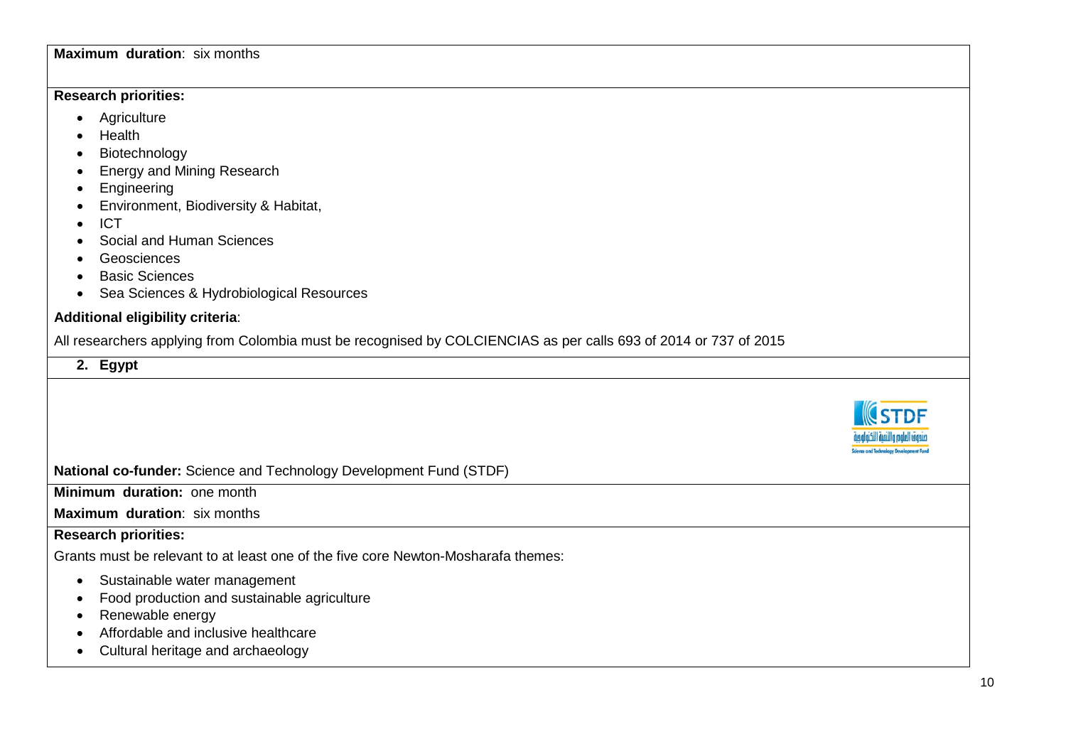**Maximum duration**: six months

**Research priorities:**

- Agriculture
- Health
- Biotechnology
- Energy and Mining Research
- Engineering
- Environment, Biodiversity & Habitat,
- ICT
- Social and Human Sciences
- Geosciences
- Basic Sciences
- Sea Sciences & Hydrobiological Resources

**Additional eligibility criteria**:

All researchers applying from Colombia must be recognised by COLCIENCIAS as per calls 693 of 2014 or 737 of 2015

## 2. Egypt

**National co-funder:** Science and Technology Development Fund (STDF)

**Minimum duration:** one month

**Maximum duration**: six months

**Research priorities:**

Grants must be relevant to at least one of the five core Newton-Mosharafa themes:

- Sustainable water management
- Food production and sustainable agriculture
- Renewable energy
- Affordable and inclusive healthcare
- Cultural heritage and archaeology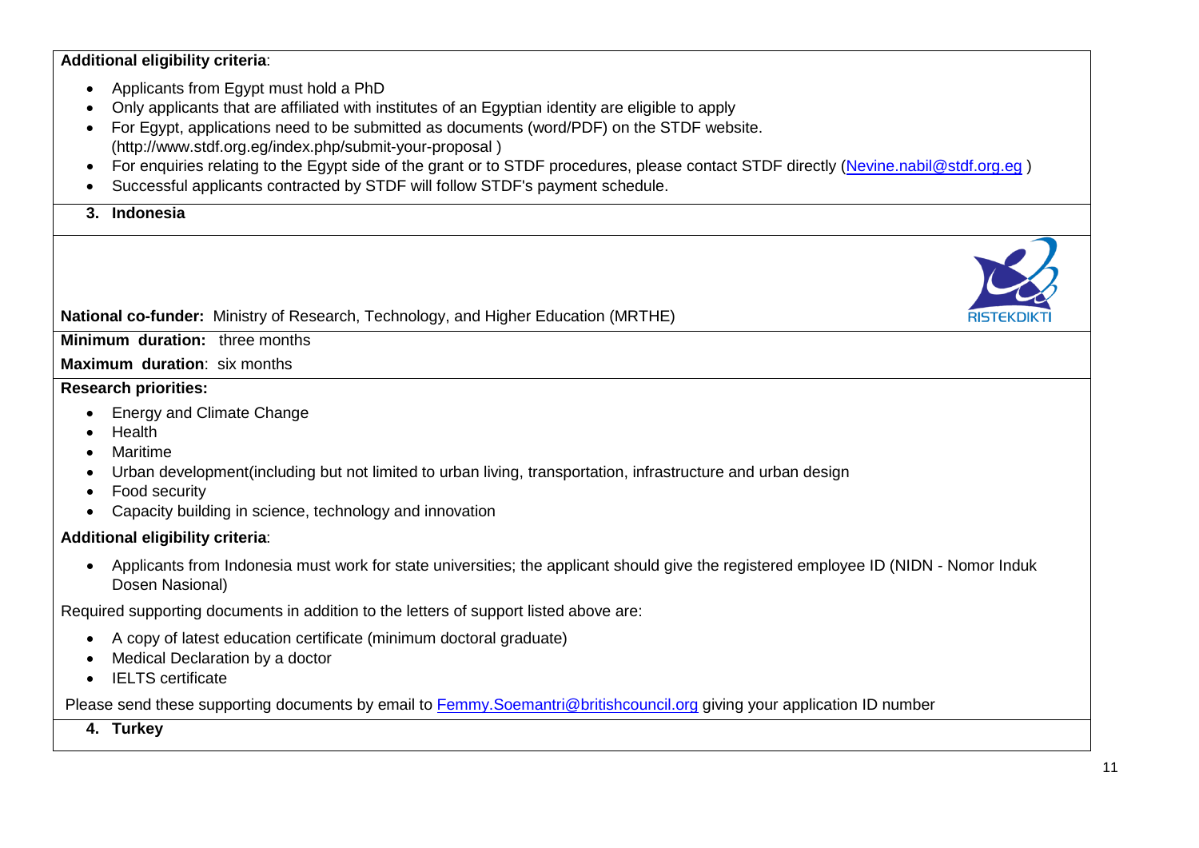**Additional eligibility criteria**:

- Applicants from Egypt must hold a PhD
- Only applicants that are affiliated with institutes of an Egyptian identity are eligible to apply
- For Egypt, applications need to be submitted as documents (word/PDF) on the STDF website. (http://www.stdf.org.eg/index.php/submit-your-proposal )
- For enquiries relating to the Egypt side of the grant or to STDF procedures, please contact STDF directly (Nevine.nabil@stdf.org.eg )
- Successful applicants contracted by STDF will follow STDF's payment schedule.

**3. Indonesia**

**National co-funder:** Ministry of Research, Technology, and Higher Education (MRTHE)

**Minimum duration:** three months

**Maximum duration**: six months

**Research priorities:**

- Energy and Climate Change
- Health
- Maritime
- Urban development(including but not limited to urban living, transportation, infrastructure and urban design
- Food security
- Capacity building in science, technology and innovation

**Additional eligibility criteria**:

- Applicants from Indonesia must work for state universities; the applicant should give the registered employee ID (NIDN - Nomor Induk Dosen Nasional)

Required supporting documents in addition to the letters of support listed above are:

- A copy of latest education certificate (minimum doctoral graduate)
- Medical Declaration by a doctor
- IELTS certificate

Please send these supporting documents by email to Femmy.Soemantri@britishcouncil.org giving your application ID number

**4. Turkey**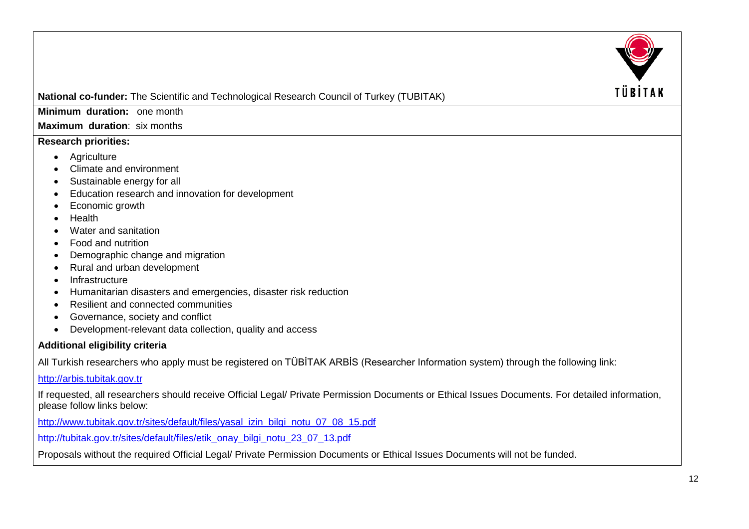**National co-funder:** The Scientific and Technological Research Council of Turkey (TUBITAK)

**Minimum duration:** one month

**Maximum duration**: six months

**Research priorities:**

- Agriculture
- Climate and environment
- Sustainable energy for all
- Education research and innovation for development
- Economic growth
- Health
- Water and sanitation
- Food and nutrition
- Demographic change and migration
- Rural and urban development
- Infrastructure
- Humanitarian disasters and emergencies, disaster risk reduction
- Resilient and connected communities
- Governance, society and conflict
- Development-relevant data collection, quality and access

**Additional eligibility criteria**

All Turkish researchers who apply must be registered on TÜBİTAK ARBİS (Researcher Information system) through the following link:

http://arbis.tubitak.gov.tr

If requested, all researchers should receive Official Legal/ Private Permission Documents or Ethical Issues Documents. For detailed information, please follow links below:

http://www.tubitak.gov.tr/sites/default/files/yasal_izin_bilgi_notu_07_08_15.pdf

http://tubitak.gov.tr/sites/default/files/etik_onay_bilgi_notu_23_07_13.pdf

Proposals without the required Official Legal/ Private Permission Documents or Ethical Issues Documents will not be funded.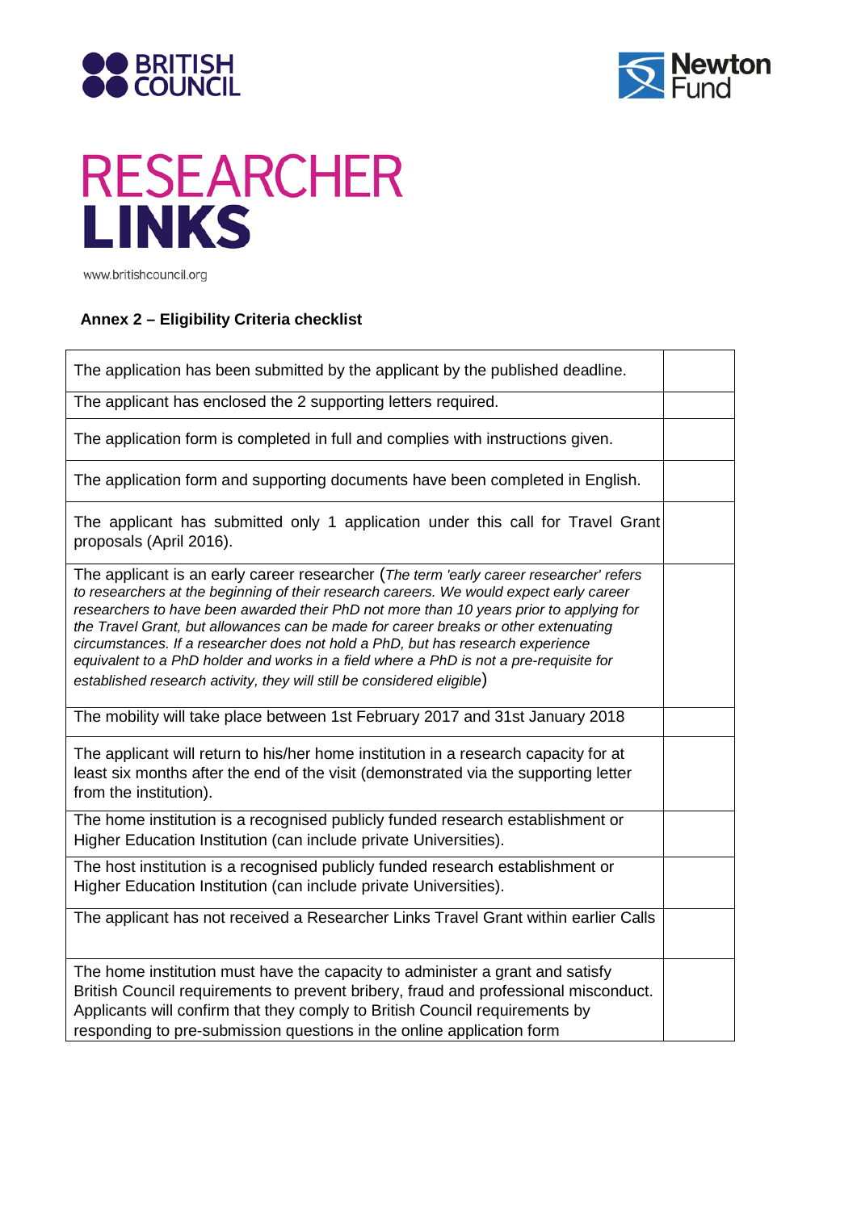RESEARCHER
LINKS

www.britishcouncil.org

**Annex 2 – Eligibility Criteria checklist**

| | |
|---|---|
| The application has been submitted by the applicant by the published deadline. | |
| The applicant has enclosed the 2 supporting letters required. | |
| The application form is completed in full and complies with instructions given. | |
| The application form and supporting documents have been completed in English. | |
| The applicant has submitted only 1 application under this call for Travel Grant proposals (April 2016). | |
| The applicant is an early career researcher (*The term 'early career researcher' refers to researchers at the beginning of their research careers. We would expect early career researchers to have been awarded their PhD not more than 10 years prior to applying for the Travel Grant, but allowances can be made for career breaks or other extenuating circumstances. If a researcher does not hold a PhD, but has research experience equivalent to a PhD holder and works in a field where a PhD is not a pre-requisite for established research activity, they will still be considered eligible*) | |
| The mobility will take place between 1st February 2017 and 31st January 2018 | |
| The applicant will return to his/her home institution in a research capacity for at least six months after the end of the visit (demonstrated via the supporting letter from the institution). | |
| The home institution is a recognised publicly funded research establishment or Higher Education Institution (can include private Universities). | |
| The host institution is a recognised publicly funded research establishment or Higher Education Institution (can include private Universities). | |
| The applicant has not received a Researcher Links Travel Grant within earlier Calls | |
| The home institution must have the capacity to administer a grant and satisfy British Council requirements to prevent bribery, fraud and professional misconduct. Applicants will confirm that they comply to British Council requirements by responding to pre-submission questions in the online application form | |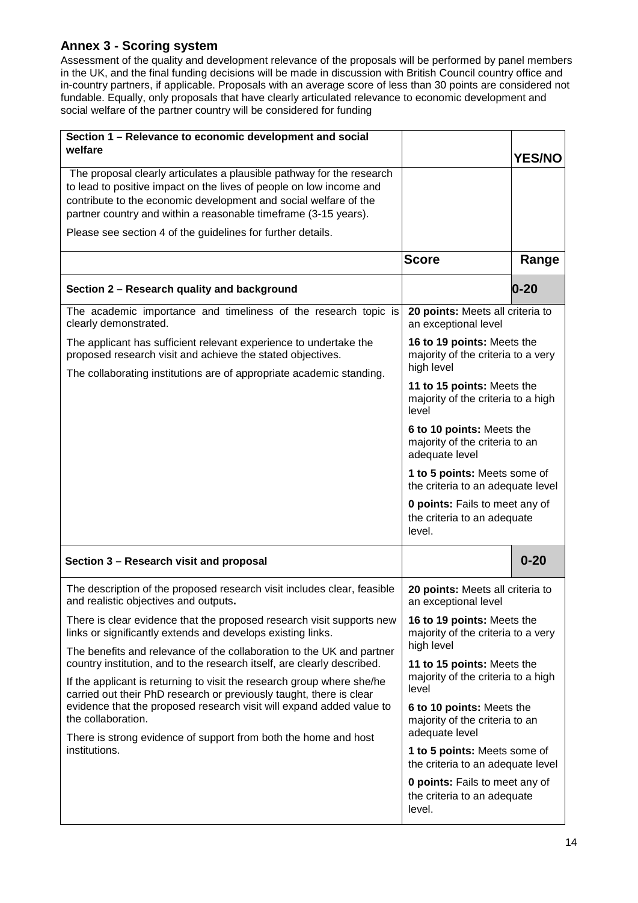## Annex 3 - Scoring system

Assessment of the quality and development relevance of the proposals will be performed by panel members in the UK, and the final funding decisions will be made in discussion with British Council country office and in-country partners, if applicable. Proposals with an average score of less than 30 points are considered not fundable. Equally, only proposals that have clearly articulated relevance to economic development and social welfare of the partner country will be considered for funding

| **Section 1 – Relevance to economic development and social welfare** | | **YES/NO** |
|---|---|---|
| The proposal clearly articulates a plausible pathway for the research to lead to positive impact on the lives of people on low income and contribute to the economic development and social welfare of the partner country and within a reasonable timeframe (3-15 years).<br><br>Please see section 4 of the guidelines for further details. | | |
| | **Score** | **Range** |
| **Section 2 – Research quality and background** | | **0-20** |
| The academic importance and timeliness of the research topic is clearly demonstrated.<br><br>The applicant has sufficient relevant experience to undertake the proposed research visit and achieve the stated objectives.<br><br>The collaborating institutions are of appropriate academic standing. | **20 points:** Meets all criteria to an exceptional level<br><br>**16 to 19 points:** Meets the majority of the criteria to a very high level<br><br>**11 to 15 points:** Meets the majority of the criteria to a high level<br><br>**6 to 10 points:** Meets the majority of the criteria to an adequate level<br><br>**1 to 5 points:** Meets some of the criteria to an adequate level<br><br>**0 points:** Fails to meet any of the criteria to an adequate level. | |
| **Section 3 – Research visit and proposal** | | **0-20** |
| The description of the proposed research visit includes clear, feasible and realistic objectives and outputs.<br><br>There is clear evidence that the proposed research visit supports new links or significantly extends and develops existing links.<br><br>The benefits and relevance of the collaboration to the UK and partner country institution, and to the research itself, are clearly described.<br><br>If the applicant is returning to visit the research group where she/he carried out their PhD research or previously taught, there is clear evidence that the proposed research visit will expand added value to the collaboration.<br><br>There is strong evidence of support from both the home and host institutions. | **20 points:** Meets all criteria to an exceptional level<br><br>**16 to 19 points:** Meets the majority of the criteria to a very high level<br><br>**11 to 15 points:** Meets the majority of the criteria to a high level<br><br>**6 to 10 points:** Meets the majority of the criteria to an adequate level<br><br>**1 to 5 points:** Meets some of the criteria to an adequate level<br><br>**0 points:** Fails to meet any of the criteria to an adequate level. | |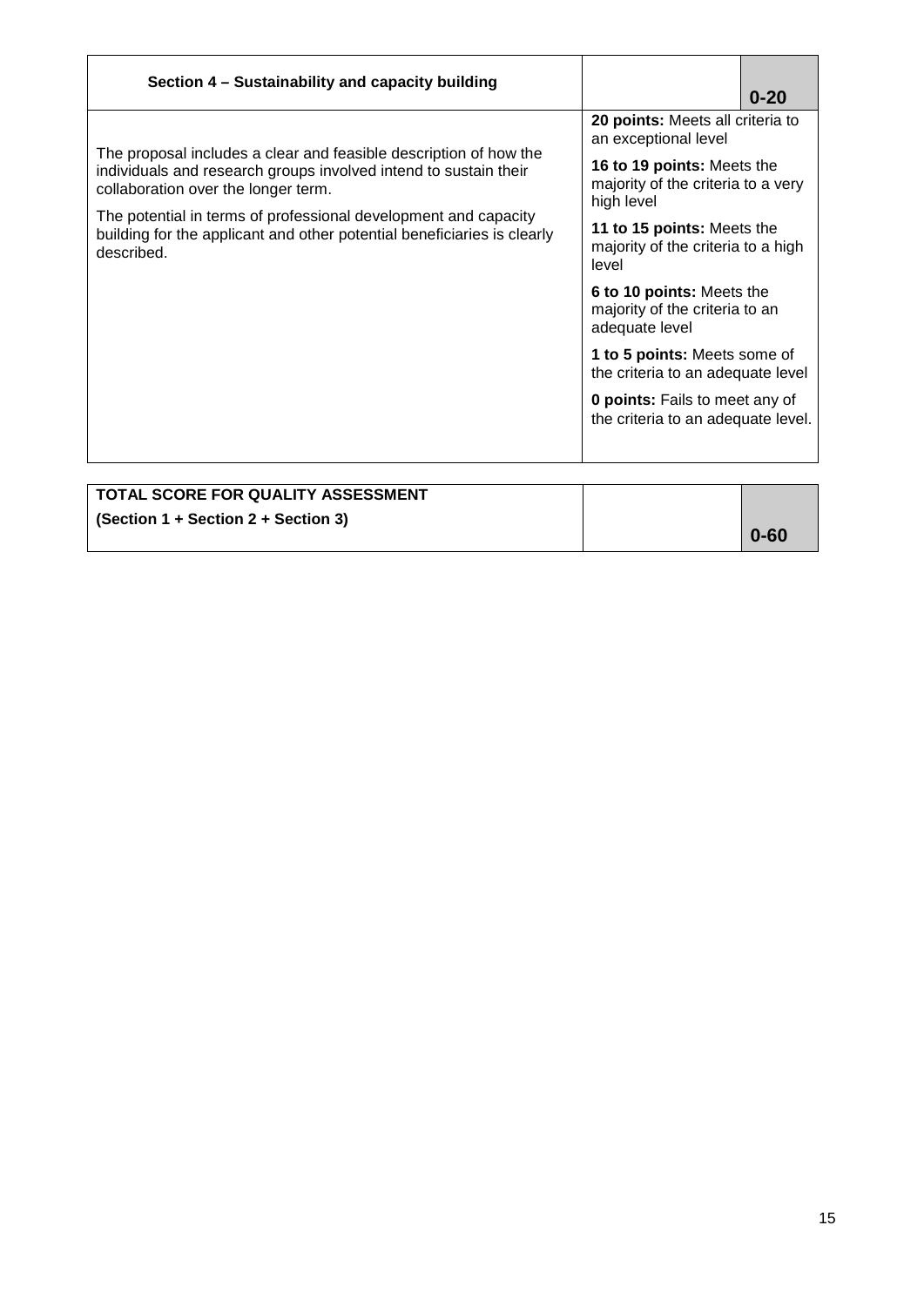| Section 4 – Sustainability and capacity building | | 0-20 |
|---|---|---|
| The proposal includes a clear and feasible description of how the individuals and research groups involved intend to sustain their collaboration over the longer term.<br><br>The potential in terms of professional development and capacity building for the applicant and other potential beneficiaries is clearly described. | **20 points:** Meets all criteria to an exceptional level<br><br>**16 to 19 points:** Meets the majority of the criteria to a very high level<br><br>**11 to 15 points:** Meets the majority of the criteria to a high level<br><br>**6 to 10 points:** Meets the majority of the criteria to an adequate level<br><br>**1 to 5 points:** Meets some of the criteria to an adequate level<br><br>**0 points:** Fails to meet any of the criteria to an adequate level. | |

| TOTAL SCORE FOR QUALITY ASSESSMENT (Section 1 + Section 2 + Section 3) | | 0-60 |
|---|---|---|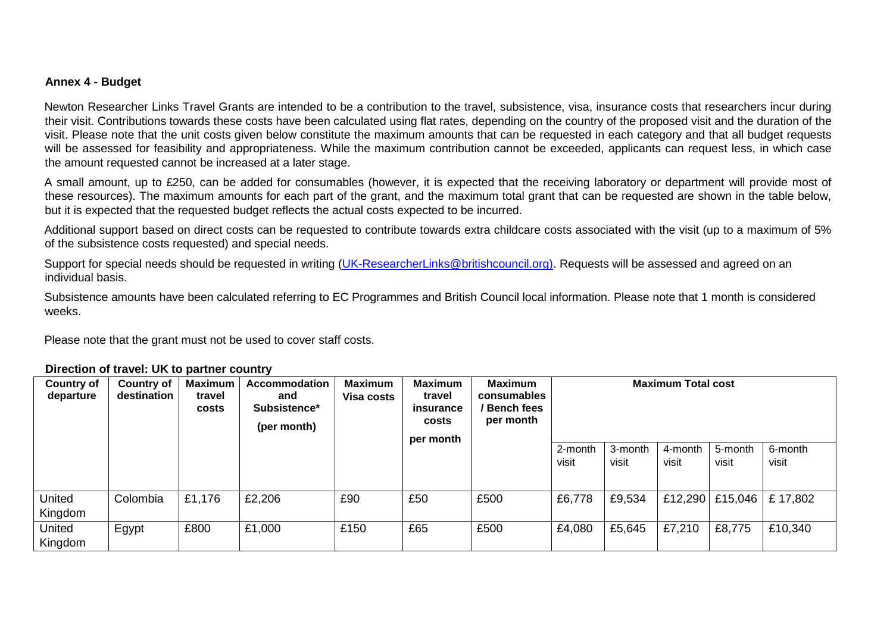**Annex 4 - Budget**

Newton Researcher Links Travel Grants are intended to be a contribution to the travel, subsistence, visa, insurance costs that researchers incur during their visit. Contributions towards these costs have been calculated using flat rates, depending on the country of the proposed visit and the duration of the visit. Please note that the unit costs given below constitute the maximum amounts that can be requested in each category and that all budget requests will be assessed for feasibility and appropriateness. While the maximum contribution cannot be exceeded, applicants can request less, in which case the amount requested cannot be increased at a later stage.

A small amount, up to £250, can be added for consumables (however, it is expected that the receiving laboratory or department will provide most of these resources). The maximum amounts for each part of the grant, and the maximum total grant that can be requested are shown in the table below, but it is expected that the requested budget reflects the actual costs expected to be incurred.

Additional support based on direct costs can be requested to contribute towards extra childcare costs associated with the visit (up to a maximum of 5% of the subsistence costs requested) and special needs.

Support for special needs should be requested in writing (UK-ResearcherLinks@britishcouncil.org). Requests will be assessed and agreed on an individual basis.

Subsistence amounts have been calculated referring to EC Programmes and British Council local information. Please note that 1 month is considered weeks.

Please note that the grant must not be used to cover staff costs.

**Direction of travel: UK to partner country**

| Country of departure | Country of destination | Maximum travel costs | Accommodation and Subsistence* (per month) | Maximum Visa costs | Maximum travel insurance costs per month | Maximum consumables / Bench fees per month | Maximum Total cost | | | | |
|---|---|---|---|---|---|---|---|---|---|---|---|
| | | | | | | | 2-month visit | 3-month visit | 4-month visit | 5-month visit | 6-month visit |
| United Kingdom | Colombia | £1,176 | £2,206 | £90 | £50 | £500 | £6,778 | £9,534 | £12,290 | £15,046 | £ 17,802 |
| United Kingdom | Egypt | £800 | £1,000 | £150 | £65 | £500 | £4,080 | £5,645 | £7,210 | £8,775 | £10,340 |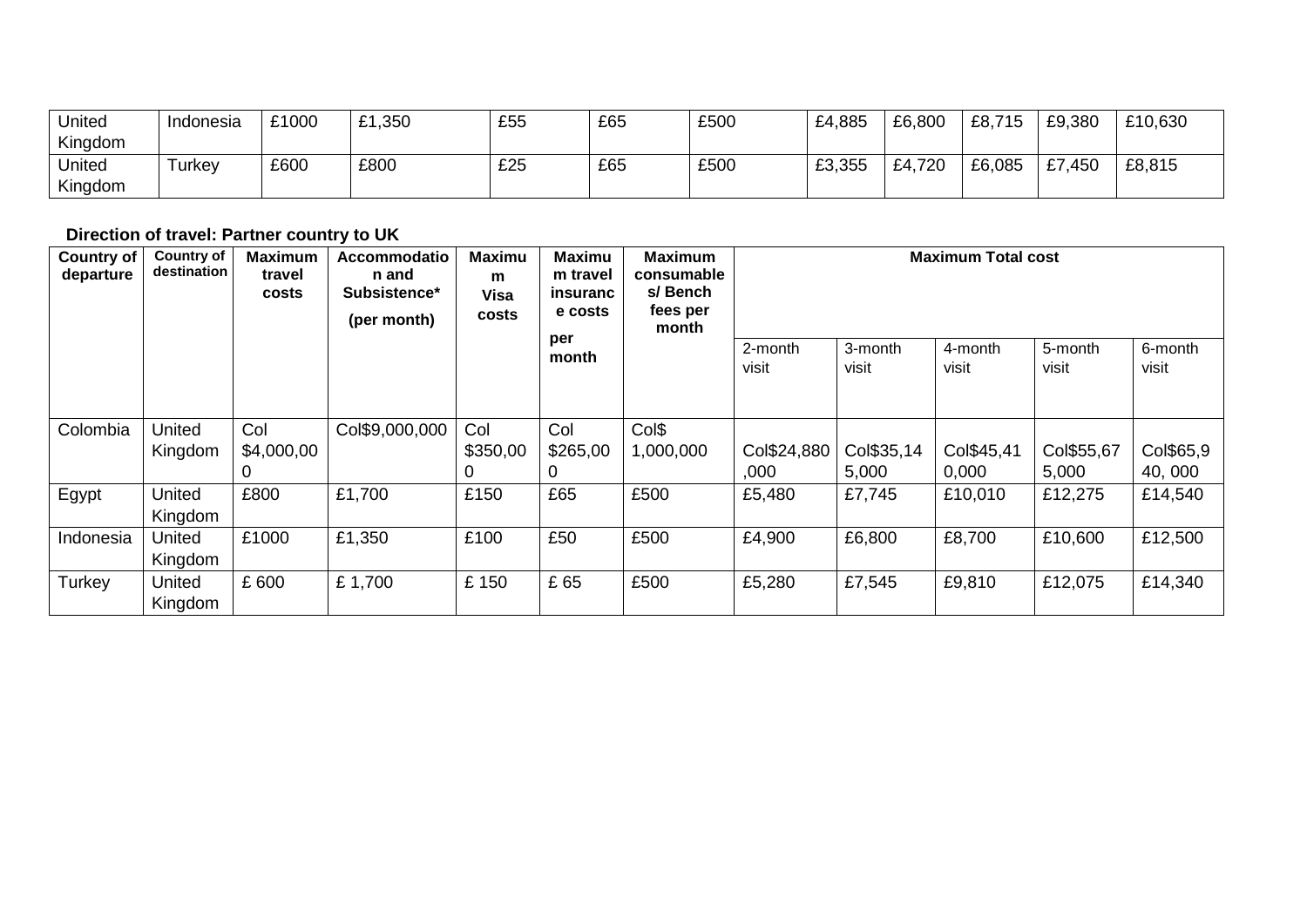| | | | | | | | | | | | |
|---|---|---|---|---|---|---|---|---|---|---|---|
| United Kingdom | Indonesia | £1000 | £1,350 | £55 | £65 | £500 | £4,885 | £6,800 | £8,715 | £9,380 | £10,630 |
| United Kingdom | Turkey | £600 | £800 | £25 | £65 | £500 | £3,355 | £4,720 | £6,085 | £7,450 | £8,815 |

**Direction of travel: Partner country to UK**

| Country of departure | Country of destination | Maximum travel costs | Accommodation and Subsistence* (per month) | Maximum Visa costs | Maximum travel insurance costs per month | Maximum consumables/ Bench fees per month | Maximum Total cost | | | | |
|---|---|---|---|---|---|---|---|---|---|---|---|
| | | | | | | | 2-month visit | 3-month visit | 4-month visit | 5-month visit | 6-month visit |
| Colombia | United Kingdom | Col $4,000,000 | Col$9,000,000 | Col $350,000 | Col $265,000 | Col$ 1,000,000 | Col$24,880,000 | Col$35,145,000 | Col$45,410,000 | Col$55,675,000 | Col$65,940, 000 |
| Egypt | United Kingdom | £800 | £1,700 | £150 | £65 | £500 | £5,480 | £7,745 | £10,010 | £12,275 | £14,540 |
| Indonesia | United Kingdom | £1000 | £1,350 | £100 | £50 | £500 | £4,900 | £6,800 | £8,700 | £10,600 | £12,500 |
| Turkey | United Kingdom | £ 600 | £ 1,700 | £ 150 | £ 65 | £500 | £5,280 | £7,545 | £9,810 | £12,075 | £14,340 |